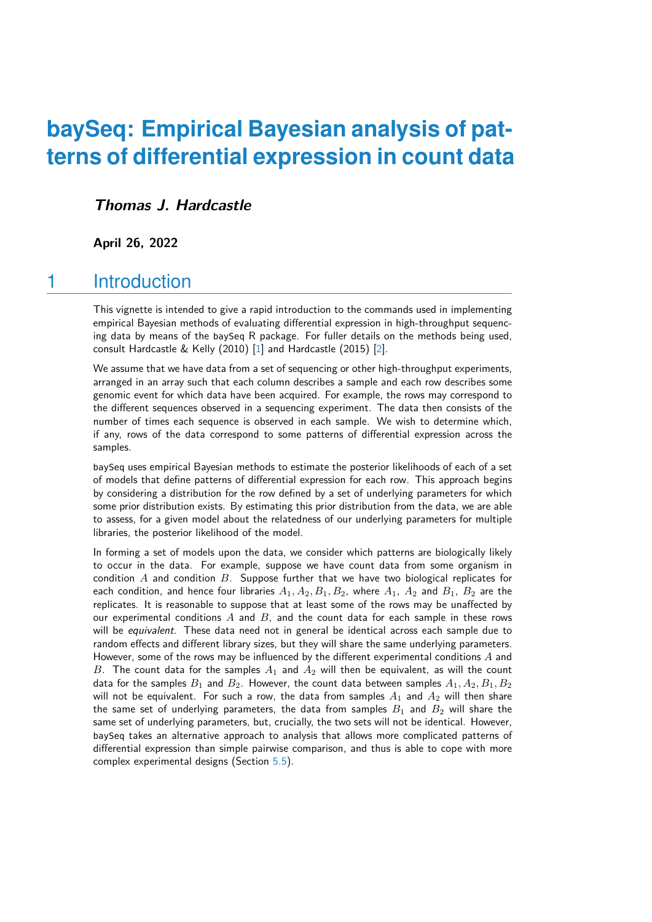# baySeq: Empirical Bayesian analysis of patterns of differential expression in count data

***Thomas J. Hardcastle***

**April 26, 2022**

## 1 Introduction

This vignette is intended to give a rapid introduction to the commands used in implementing empirical Bayesian methods of evaluating differential expression in high-throughput sequencing data by means of the baySeq R package. For fuller details on the methods being used, consult Hardcastle & Kelly (2010) [1] and Hardcastle (2015) [2].

We assume that we have data from a set of sequencing or other high-throughput experiments, arranged in an array such that each column describes a sample and each row describes some genomic event for which data have been acquired. For example, the rows may correspond to the different sequences observed in a sequencing experiment. The data then consists of the number of times each sequence is observed in each sample. We wish to determine which, if any, rows of the data correspond to some patterns of differential expression across the samples.

baySeq uses empirical Bayesian methods to estimate the posterior likelihoods of each of a set of models that define patterns of differential expression for each row. This approach begins by considering a distribution for the row defined by a set of underlying parameters for which some prior distribution exists. By estimating this prior distribution from the data, we are able to assess, for a given model about the relatedness of our underlying parameters for multiple libraries, the posterior likelihood of the model.

In forming a set of models upon the data, we consider which patterns are biologically likely to occur in the data. For example, suppose we have count data from some organism in condition $A$ and condition $B$. Suppose further that we have two biological replicates for each condition, and hence four libraries $A_1, A_2, B_1, B_2$, where $A_1$, $A_2$ and $B_1$, $B_2$ are the replicates. It is reasonable to suppose that at least some of the rows may be unaffected by our experimental conditions $A$ and $B$, and the count data for each sample in these rows will be *equivalent*. These data need not in general be identical across each sample due to random effects and different library sizes, but they will share the same underlying parameters. However, some of the rows may be influenced by the different experimental conditions $A$ and $B$. The count data for the samples $A_1$ and $A_2$ will then be equivalent, as will the count data for the samples $B_1$ and $B_2$. However, the count data between samples $A_1, A_2, B_1, B_2$ will not be equivalent. For such a row, the data from samples $A_1$ and $A_2$ will then share the same set of underlying parameters, the data from samples $B_1$ and $B_2$ will share the same set of underlying parameters, but, crucially, the two sets will not be identical. However, baySeq takes an alternative approach to analysis that allows more complicated patterns of differential expression than simple pairwise comparison, and thus is able to cope with more complex experimental designs (Section 5.5).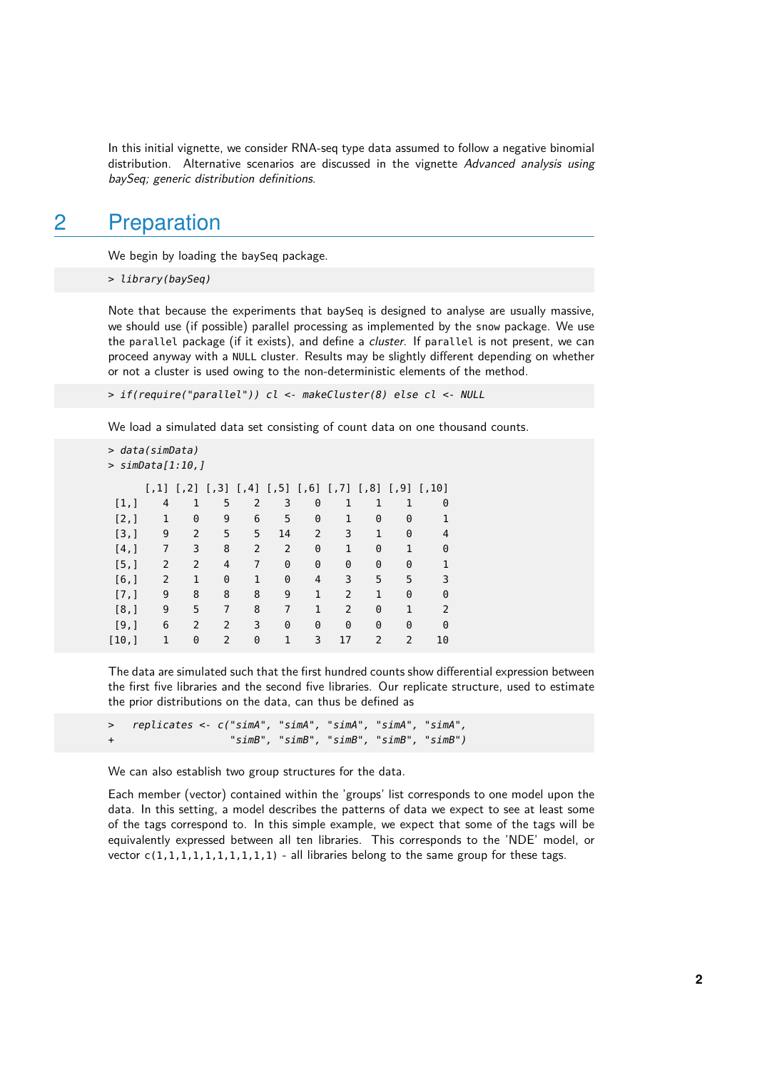In this initial vignette, we consider RNA-seq type data assumed to follow a negative binomial distribution. Alternative scenarios are discussed in the vignette *Advanced analysis using baySeq; generic distribution definitions*.

# 2 Preparation

We begin by loading the `baySeq` package.

```
> library(baySeq)
```

Note that because the experiments that `baySeq` is designed to analyse are usually massive, we should use (if possible) parallel processing as implemented by the `snow` package. We use the `parallel` package (if it exists), and define a *cluster*. If `parallel` is not present, we can proceed anyway with a `NULL` cluster. Results may be slightly different depending on whether or not a cluster is used owing to the non-deterministic elements of the method.

```
> if(require("parallel")) cl <- makeCluster(8) else cl <- NULL
```

We load a simulated data set consisting of count data on one thousand counts.

```
> data(simData)
> simData[1:10,]

      [,1] [,2] [,3] [,4] [,5] [,6] [,7] [,8] [,9] [,10]
 [1,]    4    1    5    2    3    0    1    1    1     0
 [2,]    1    0    9    6    5    0    1    0    0     1
 [3,]    9    2    5    5   14    2    3    1    0     4
 [4,]    7    3    8    2    2    0    1    0    1     0
 [5,]    2    2    4    7    0    0    0    0    0     1
 [6,]    2    1    0    1    0    4    3    5    5     3
 [7,]    9    8    8    8    9    1    2    1    0     0
 [8,]    9    5    7    8    7    1    2    0    1     2
 [9,]    6    2    2    3    0    0    0    0    0     0
[10,]    1    0    2    0    1    3   17    2    2    10
```

The data are simulated such that the first hundred counts show differential expression between the first five libraries and the second five libraries. Our replicate structure, used to estimate the prior distributions on the data, can thus be defined as

```
>   replicates <- c("simA", "simA", "simA", "simA", "simA",
+                   "simB", "simB", "simB", "simB", "simB")
```

We can also establish two group structures for the data.

Each member (vector) contained within the 'groups' list corresponds to one model upon the data. In this setting, a model describes the patterns of data we expect to see at least some of the tags correspond to. In this simple example, we expect that some of the tags will be equivalently expressed between all ten libraries. This corresponds to the 'NDE' model, or vector `c(1,1,1,1,1,1,1,1,1,1)` - all libraries belong to the same group for these tags.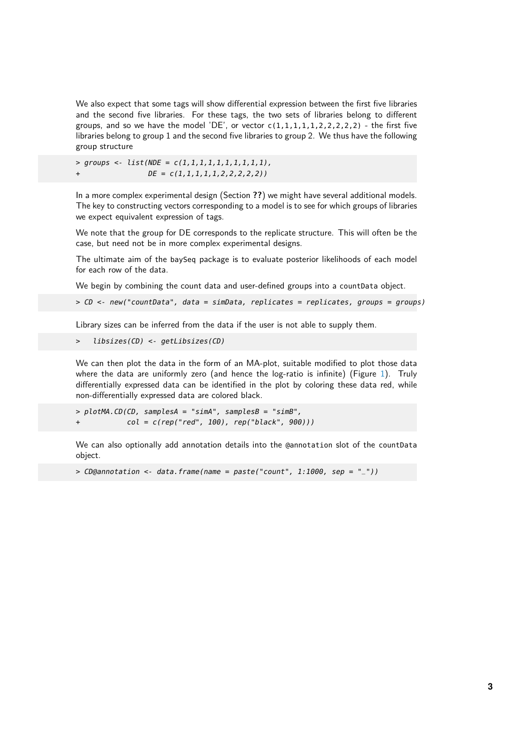We also expect that some tags will show differential expression between the first five libraries and the second five libraries. For these tags, the two sets of libraries belong to different groups, and so we have the model 'DE', or vector `c(1,1,1,1,1,2,2,2,2,2)` - the first five libraries belong to group 1 and the second five libraries to group 2. We thus have the following group structure

```
> groups <- list(NDE = c(1,1,1,1,1,1,1,1,1,1),
+               DE = c(1,1,1,1,1,2,2,2,2,2))
```

In a more complex experimental design (Section **??**) we might have several additional models. The key to constructing vectors corresponding to a model is to see for which groups of libraries we expect equivalent expression of tags.

We note that the group for DE corresponds to the replicate structure. This will often be the case, but need not be in more complex experimental designs.

The ultimate aim of the baySeq package is to evaluate posterior likelihoods of each model for each row of the data.

We begin by combining the count data and user-defined groups into a countData object.

```
> CD <- new("countData", data = simData, replicates = replicates, groups = groups)
```

Library sizes can be inferred from the data if the user is not able to supply them.

```
>   libsizes(CD) <- getLibsizes(CD)
```

We can then plot the data in the form of an MA-plot, suitable modified to plot those data where the data are uniformly zero (and hence the log-ratio is infinite) (Figure 1). Truly differentially expressed data can be identified in the plot by coloring these data red, while non-differentially expressed data are colored black.

```
> plotMA.CD(CD, samplesA = "simA", samplesB = "simB",
+           col = c(rep("red", 100), rep("black", 900)))
```

We can also optionally add annotation details into the @annotation slot of the countData object.

```
> CD@annotation <- data.frame(name = paste("count", 1:1000, sep = "_"))
```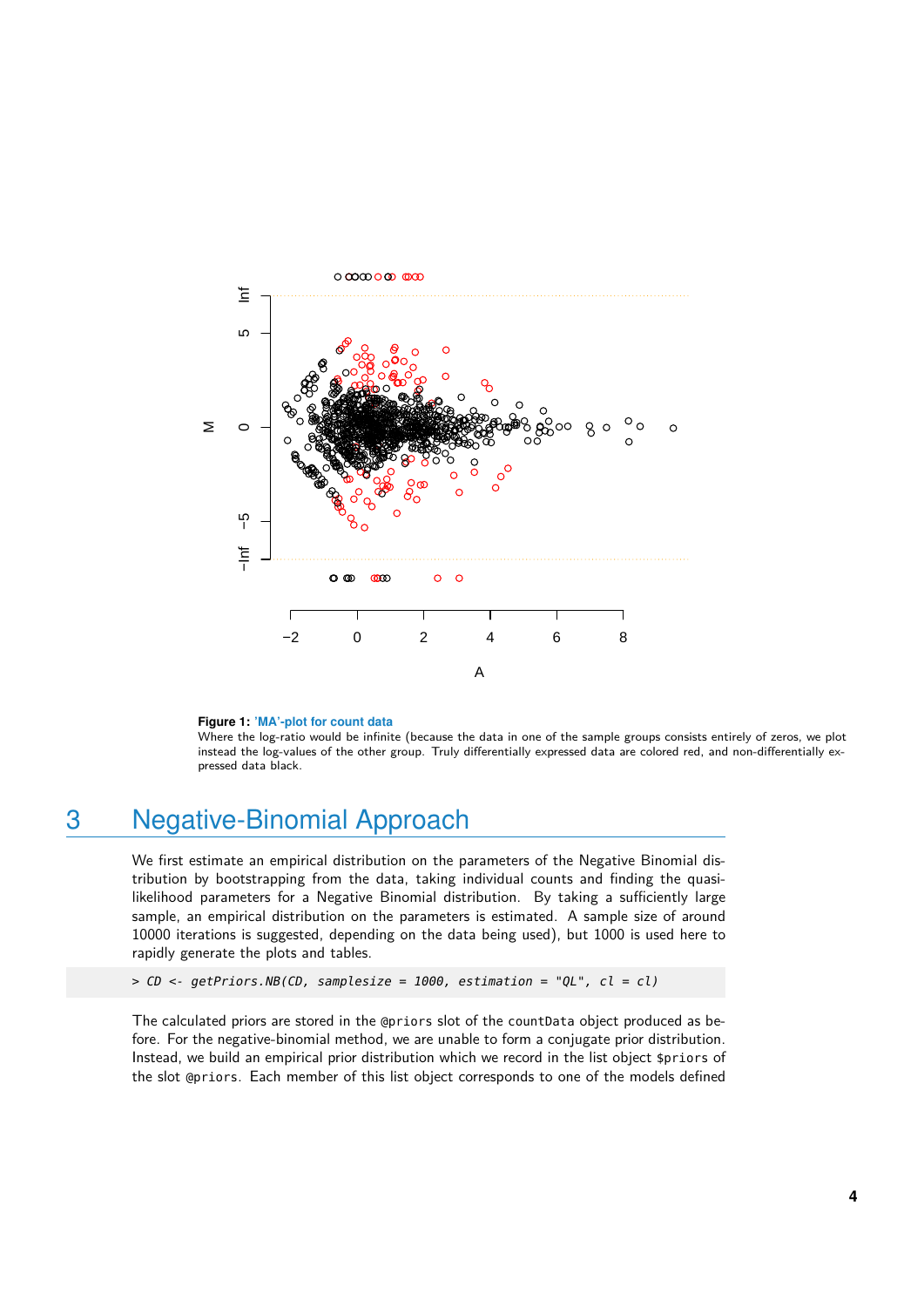**Figure 1: 'MA'-plot for count data**
Where the log-ratio would be infinite (because the data in one of the sample groups consists entirely of zeros, we plot instead the log-values of the other group. Truly differentially expressed data are colored red, and non-differentially expressed data black.

# 3 Negative-Binomial Approach

We first estimate an empirical distribution on the parameters of the Negative Binomial distribution by bootstrapping from the data, taking individual counts and finding the quasi-likelihood parameters for a Negative Binomial distribution. By taking a sufficiently large sample, an empirical distribution on the parameters is estimated. A sample size of around 10000 iterations is suggested, depending on the data being used), but 1000 is used here to rapidly generate the plots and tables.

```
> CD <- getPriors.NB(CD, samplesize = 1000, estimation = "QL", cl = cl)
```

The calculated priors are stored in the `@priors` slot of the `countData` object produced as before. For the negative-binomial method, we are unable to form a conjugate prior distribution. Instead, we build an empirical prior distribution which we record in the list object `$priors` of the slot `@priors`. Each member of this list object corresponds to one of the models defined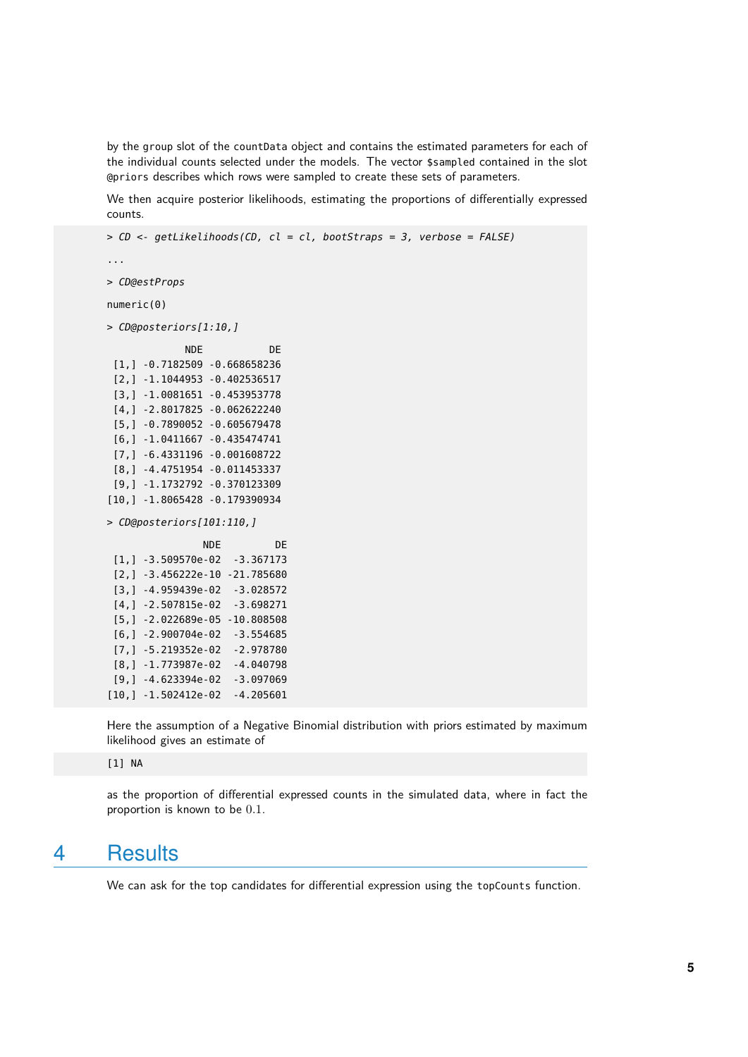by the group slot of the countData object and contains the estimated parameters for each of the individual counts selected under the models. The vector $sampled contained in the slot @priors describes which rows were sampled to create these sets of parameters.

We then acquire posterior likelihoods, estimating the proportions of differentially expressed counts.

```
> CD <- getLikelihoods(CD, cl = cl, bootStraps = 3, verbose = FALSE)

...

> CD@estProps

numeric(0)

> CD@posteriors[1:10,]

             NDE           DE
 [1,] -0.7182509 -0.668658236
 [2,] -1.1044953 -0.402536517
 [3,] -1.0081651 -0.453953778
 [4,] -2.8017825 -0.062622240
 [5,] -0.7890052 -0.605679478
 [6,] -1.0411667 -0.435474741
 [7,] -6.4331196 -0.001608722
 [8,] -4.4751954 -0.011453337
 [9,] -1.1732792 -0.370123309
[10,] -1.8065428 -0.179390934

> CD@posteriors[101:110,]

                NDE         DE
 [1,] -3.509570e-02  -3.367173
 [2,] -3.456222e-10 -21.785680
 [3,] -4.959439e-02  -3.028572
 [4,] -2.507815e-02  -3.698271
 [5,] -2.022689e-05 -10.808508
 [6,] -2.900704e-02  -3.554685
 [7,] -5.219352e-02  -2.978780
 [8,] -1.773987e-02  -4.040798
 [9,] -4.623394e-02  -3.097069
[10,] -1.502412e-02  -4.205601
```

Here the assumption of a Negative Binomial distribution with priors estimated by maximum likelihood gives an estimate of

```
[1] NA
```

as the proportion of differential expressed counts in the simulated data, where in fact the proportion is known to be $0.1$.

# 4 Results

We can ask for the top candidates for differential expression using the topCounts function.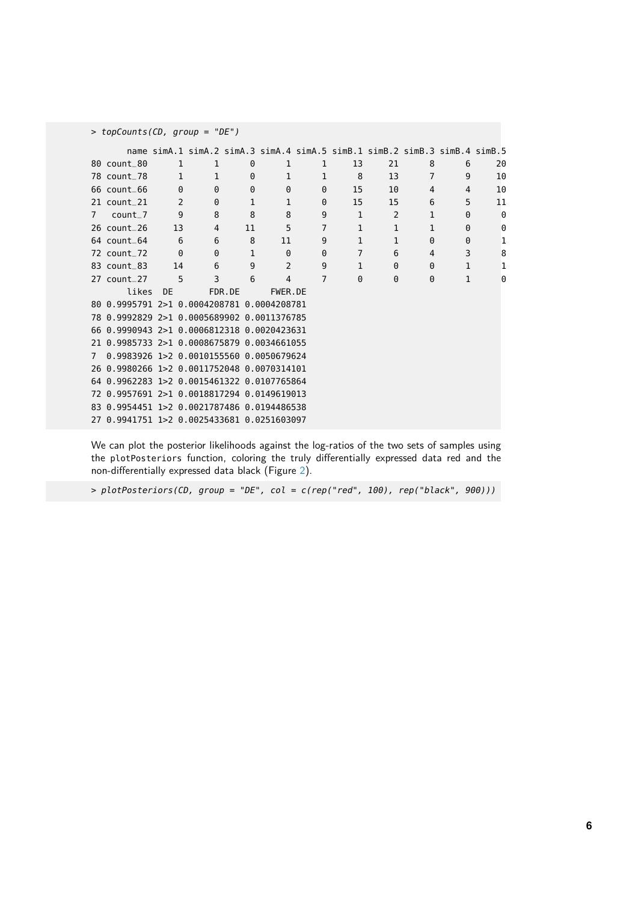```
> topCounts(CD, group = "DE")

      name simA.1 simA.2 simA.3 simA.4 simA.5 simB.1 simB.2 simB.3 simB.4 simB.5
80 count_80      1      1      0      1      1     13     21      8      6     20
78 count_78      1      1      0      1      1      8     13      7      9     10
66 count_66      0      0      0      0      0     15     10      4      4     10
21 count_21      2      0      1      1      0     15     15      6      5     11
7   count_7      9      8      8      8      9      1      2      1      0      0
26 count_26     13      4     11      5      7      1      1      1      0      0
64 count_64      6      6      8     11      9      1      1      0      0      1
72 count_72      0      0      1      0      0      7      6      4      3      8
83 count_83     14      6      9      2      9      1      0      0      1      1
27 count_27      5      3      6      4      7      0      0      0      1      0
       likes  DE       FDR.DE      FWER.DE
80 0.9995791 2>1 0.0004208781 0.0004208781
78 0.9992829 2>1 0.0005689902 0.0011376785
66 0.9990943 2>1 0.0006812318 0.0020423631
21 0.9985733 2>1 0.0008675879 0.0034661055
7  0.9983926 1>2 0.0010155560 0.0050679624
26 0.9980266 1>2 0.0011752048 0.0070314101
64 0.9962283 1>2 0.0015461322 0.0107765864
72 0.9957691 2>1 0.0018817294 0.0149619013
83 0.9954451 1>2 0.0021787486 0.0194486538
27 0.9941751 1>2 0.0025433681 0.0251603097
```

We can plot the posterior likelihoods against the log-ratios of the two sets of samples using the plotPosteriors function, coloring the truly differentially expressed data red and the non-differentially expressed data black (Figure 2).

```
> plotPosteriors(CD, group = "DE", col = c(rep("red", 100), rep("black", 900)))
```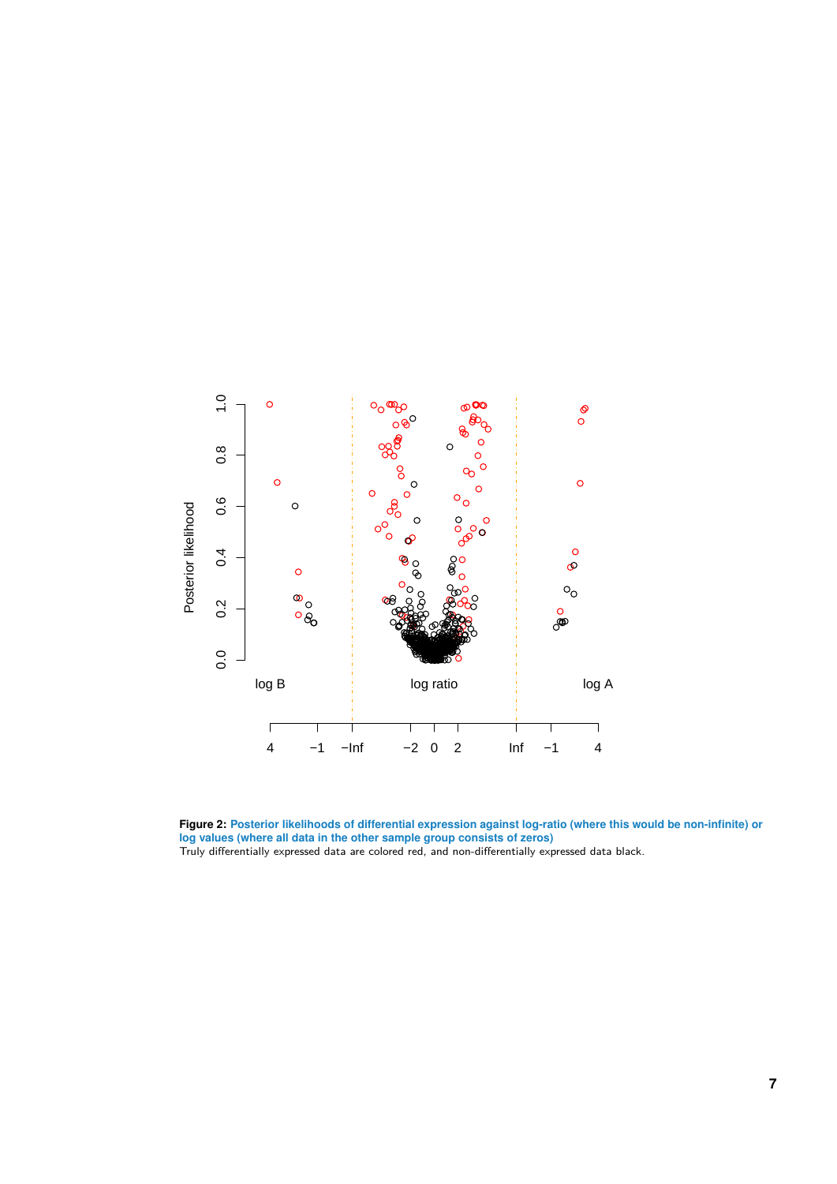**Figure 2: Posterior likelihoods of differential expression against log-ratio (where this would be non-infinite) or log values (where all data in the other sample group consists of zeros)**
Truly differentially expressed data are colored red, and non-differentially expressed data black.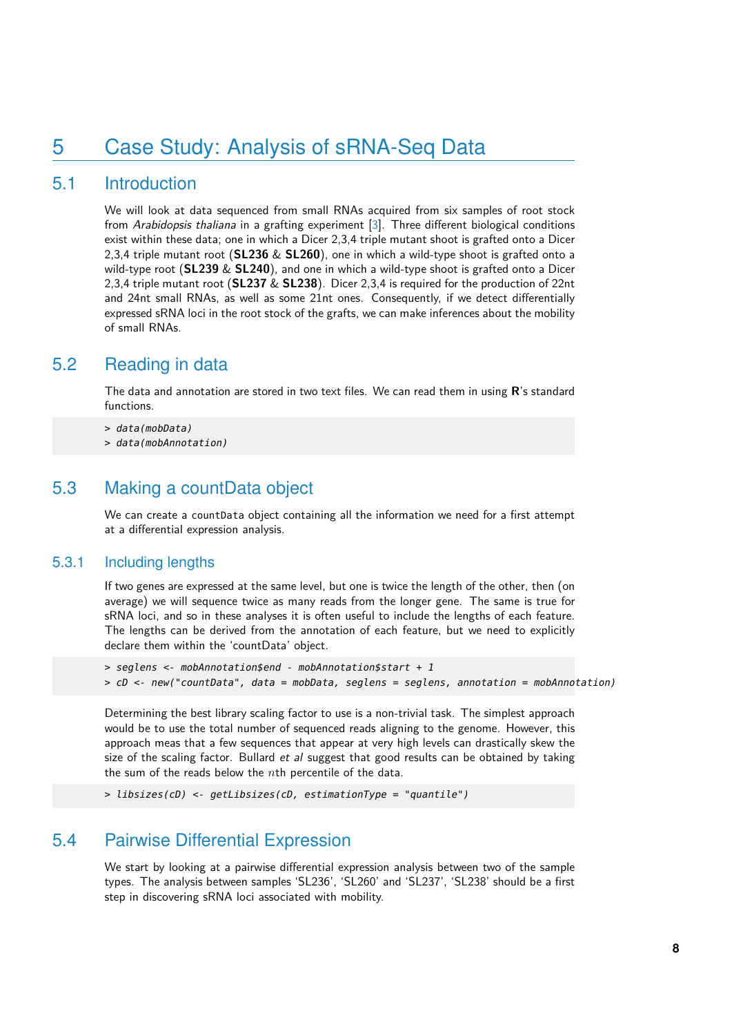# 5 Case Study: Analysis of sRNA-Seq Data

## 5.1 Introduction

We will look at data sequenced from small RNAs acquired from six samples of root stock from *Arabidopsis thaliana* in a grafting experiment [3]. Three different biological conditions exist within these data; one in which a Dicer 2,3,4 triple mutant shoot is grafted onto a Dicer 2,3,4 triple mutant root (**SL236** & **SL260**), one in which a wild-type shoot is grafted onto a wild-type root (**SL239** & **SL240**), and one in which a wild-type shoot is grafted onto a Dicer 2,3,4 triple mutant root (**SL237** & **SL238**). Dicer 2,3,4 is required for the production of 22nt and 24nt small RNAs, as well as some 21nt ones. Consequently, if we detect differentially expressed sRNA loci in the root stock of the grafts, we can make inferences about the mobility of small RNAs.

## 5.2 Reading in data

The data and annotation are stored in two text files. We can read them in using **R**'s standard functions.

```
> data(mobData)
> data(mobAnnotation)
```

## 5.3 Making a countData object

We can create a `countData` object containing all the information we need for a first attempt at a differential expression analysis.

### 5.3.1 Including lengths

If two genes are expressed at the same level, but one is twice the length of the other, then (on average) we will sequence twice as many reads from the longer gene. The same is true for sRNA loci, and so in these analyses it is often useful to include the lengths of each feature. The lengths can be derived from the annotation of each feature, but we need to explicitly declare them within the 'countData' object.

```
> seglens <- mobAnnotation$end - mobAnnotation$start + 1
> cD <- new("countData", data = mobData, seglens = seglens, annotation = mobAnnotation)
```

Determining the best library scaling factor to use is a non-trivial task. The simplest approach would be to use the total number of sequenced reads aligning to the genome. However, this approach meas that a few sequences that appear at very high levels can drastically skew the size of the scaling factor. Bullard *et al* suggest that good results can be obtained by taking the sum of the reads below the $n$th percentile of the data.

```
> libsizes(cD) <- getLibsizes(cD, estimationType = "quantile")
```

## 5.4 Pairwise Differential Expression

We start by looking at a pairwise differential expression analysis between two of the sample types. The analysis between samples 'SL236', 'SL260' and 'SL237', 'SL238' should be a first step in discovering sRNA loci associated with mobility.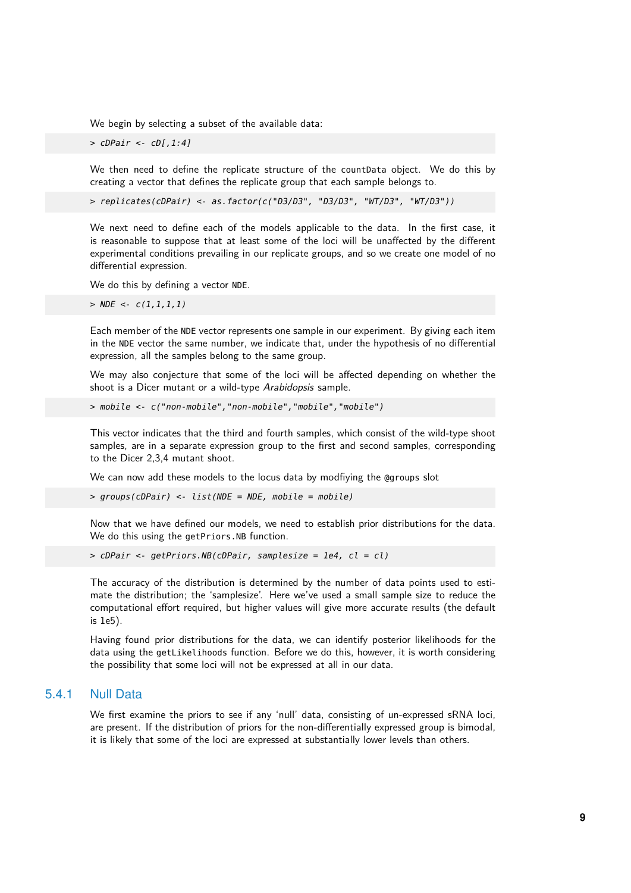We begin by selecting a subset of the available data:

```
> cDPair <- cD[,1:4]
```

We then need to define the replicate structure of the `countData` object. We do this by creating a vector that defines the replicate group that each sample belongs to.

```
> replicates(cDPair) <- as.factor(c("D3/D3", "D3/D3", "WT/D3", "WT/D3"))
```

We next need to define each of the models applicable to the data. In the first case, it is reasonable to suppose that at least some of the loci will be unaffected by the different experimental conditions prevailing in our replicate groups, and so we create one model of no differential expression.

We do this by defining a vector `NDE`.

```
> NDE <- c(1,1,1,1)
```

Each member of the `NDE` vector represents one sample in our experiment. By giving each item in the `NDE` vector the same number, we indicate that, under the hypothesis of no differential expression, all the samples belong to the same group.

We may also conjecture that some of the loci will be affected depending on whether the shoot is a Dicer mutant or a wild-type *Arabidopsis* sample.

```
> mobile <- c("non-mobile","non-mobile","mobile","mobile")
```

This vector indicates that the third and fourth samples, which consist of the wild-type shoot samples, are in a separate expression group to the first and second samples, corresponding to the Dicer 2,3,4 mutant shoot.

We can now add these models to the locus data by modfiying the `@groups` slot

```
> groups(cDPair) <- list(NDE = NDE, mobile = mobile)
```

Now that we have defined our models, we need to establish prior distributions for the data. We do this using the `getPriors.NB` function.

```
> cDPair <- getPriors.NB(cDPair, samplesize = 1e4, cl = cl)
```

The accuracy of the distribution is determined by the number of data points used to estimate the distribution; the 'samplesize'. Here we've used a small sample size to reduce the computational effort required, but higher values will give more accurate results (the default is 1e5).

Having found prior distributions for the data, we can identify posterior likelihoods for the data using the `getLikelihoods` function. Before we do this, however, it is worth considering the possibility that some loci will not be expressed at all in our data.

### 5.4.1 Null Data

We first examine the priors to see if any 'null' data, consisting of un-expressed sRNA loci, are present. If the distribution of priors for the non-differentially expressed group is bimodal, it is likely that some of the loci are expressed at substantially lower levels than others.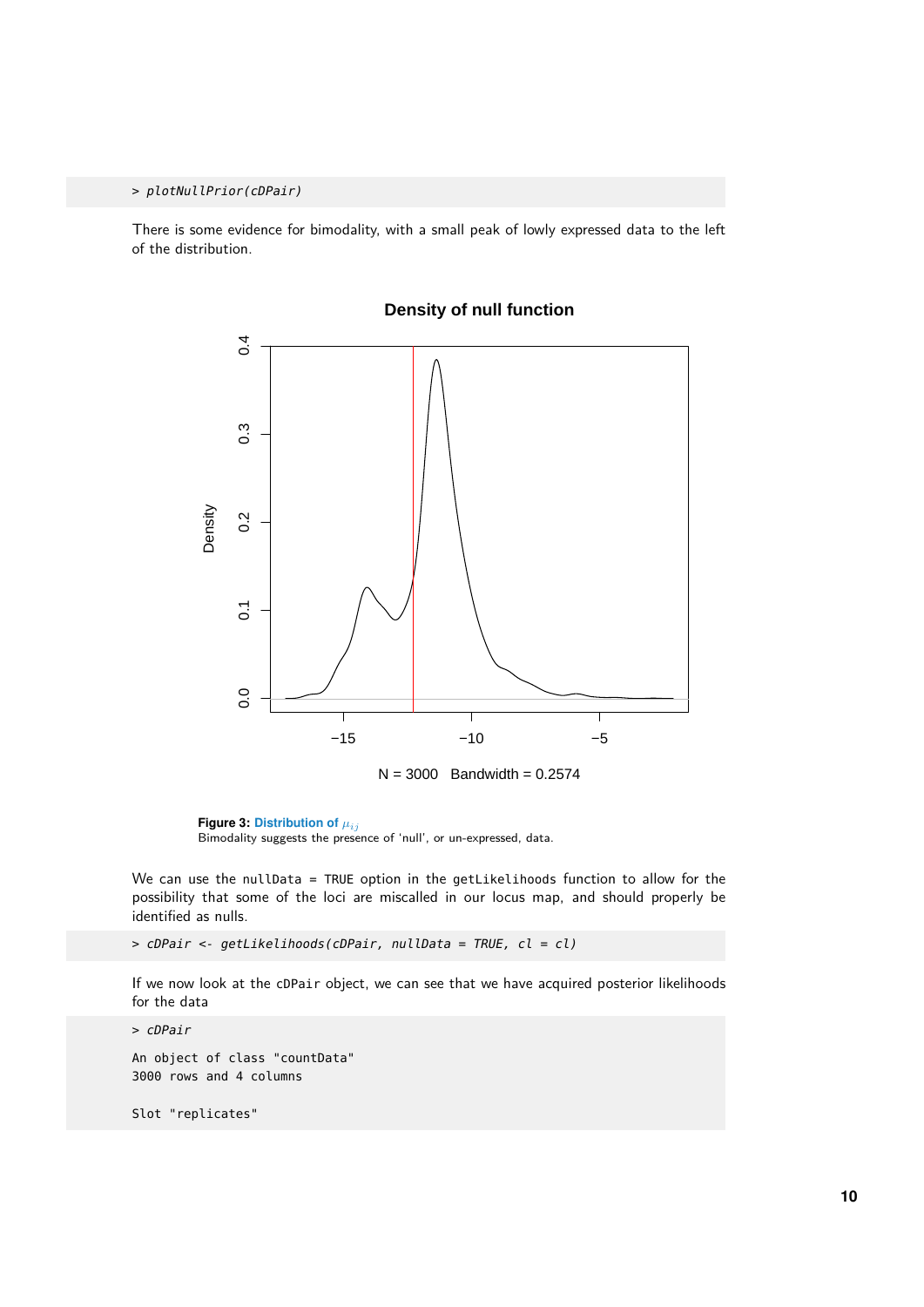```
> plotNullPrior(cDPair)
```

There is some evidence for bimodality, with a small peak of lowly expressed data to the left of the distribution.

**Figure 3: Distribution of $\mu_{ij}$**
Bimodality suggests the presence of 'null', or un-expressed, data.

We can use the `nullData = TRUE` option in the `getLikelihoods` function to allow for the possibility that some of the loci are miscalled in our locus map, and should properly be identified as nulls.

```
> cDPair <- getLikelihoods(cDPair, nullData = TRUE, cl = cl)
```

If we now look at the `cDPair` object, we can see that we have acquired posterior likelihoods for the data

```
> cDPair

An object of class "countData"
3000 rows and 4 columns

Slot "replicates"
```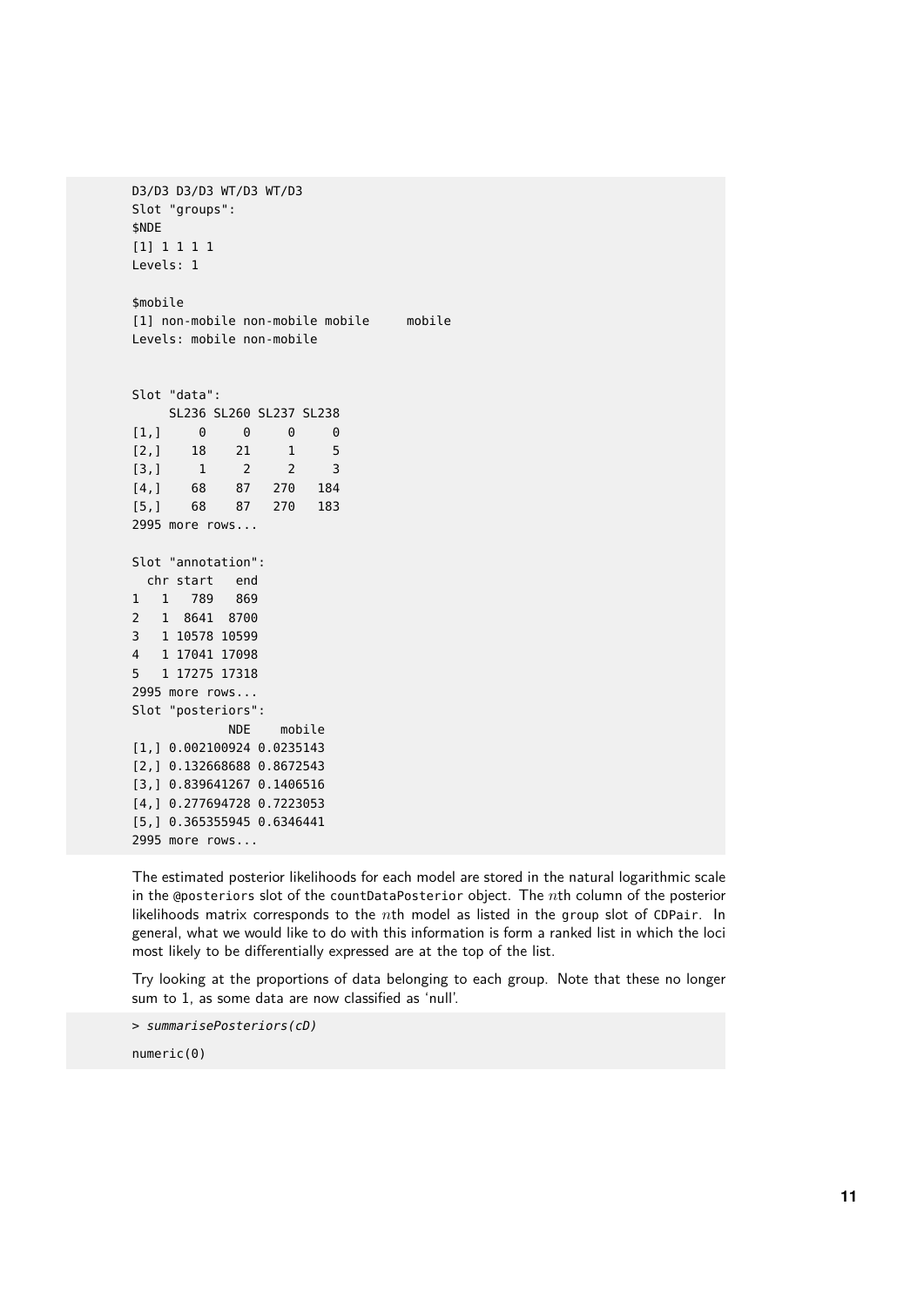```
D3/D3 D3/D3 WT/D3 WT/D3
Slot "groups":
$NDE
[1] 1 1 1 1
Levels: 1

$mobile
[1] non-mobile non-mobile mobile     mobile
Levels: mobile non-mobile


Slot "data":
     SL236 SL260 SL237 SL238
[1,]     0     0     0     0
[2,]    18    21     1     5
[3,]     1     2     2     3
[4,]    68    87   270   184
[5,]    68    87   270   183
2995 more rows...

Slot "annotation":
  chr start   end
1   1   789   869
2   1  8641  8700
3   1 10578 10599
4   1 17041 17098
5   1 17275 17318
2995 more rows...
Slot "posteriors":
             NDE    mobile
[1,] 0.002100924 0.0235143
[2,] 0.132668688 0.8672543
[3,] 0.839641267 0.1406516
[4,] 0.277694728 0.7223053
[5,] 0.365355945 0.6346441
2995 more rows...
```

The estimated posterior likelihoods for each model are stored in the natural logarithmic scale in the @posteriors slot of the countDataPosterior object. The $n$th column of the posterior likelihoods matrix corresponds to the $n$th model as listed in the group slot of CDPair. In general, what we would like to do with this information is form a ranked list in which the loci most likely to be differentially expressed are at the top of the list.

Try looking at the proportions of data belonging to each group. Note that these no longer sum to 1, as some data are now classified as 'null'.

```
> summarisePosteriors(cD)
```

```
numeric(0)
```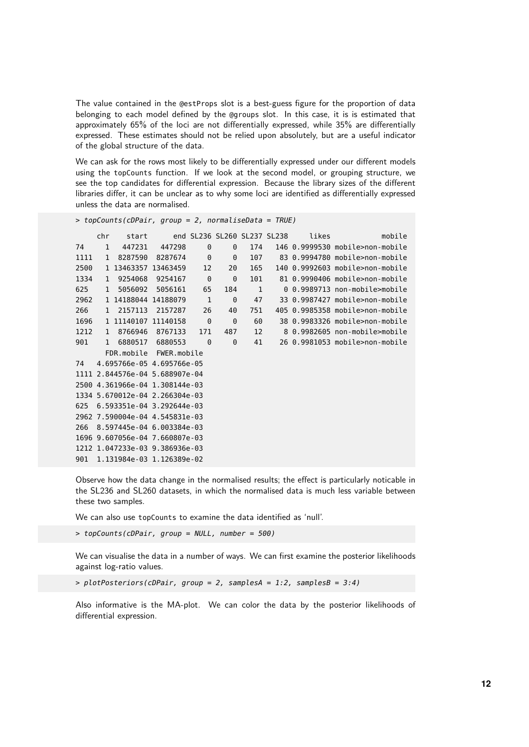The value contained in the @estProps slot is a best-guess figure for the proportion of data belonging to each model defined by the @groups slot. In this case, it is is estimated that approximately 65% of the loci are not differentially expressed, while 35% are differentially expressed. These estimates should not be relied upon absolutely, but are a useful indicator of the global structure of the data.

We can ask for the rows most likely to be differentially expressed under our different models using the topCounts function. If we look at the second model, or grouping structure, we see the top candidates for differential expression. Because the library sizes of the different libraries differ, it can be unclear as to why some loci are identified as differentially expressed unless the data are normalised.

```
> topCounts(cDPair, group = 2, normaliseData = TRUE)

     chr    start      end SL236 SL260 SL237 SL238     likes            mobile
74     1   447231   447298     0     0   174   146 0.9999530 mobile>non-mobile
1111   1  8287590  8287674     0     0   107    83 0.9994780 mobile>non-mobile
2500   1 13463357 13463459    12    20   165   140 0.9992603 mobile>non-mobile
1334   1  9254068  9254167     0     0   101    81 0.9990406 mobile>non-mobile
625    1  5056092  5056161    65   184     1     0 0.9989713 non-mobile>mobile
2962   1 14188044 14188079     1     0    47    33 0.9987427 mobile>non-mobile
266    1  2157113  2157287    26    40   751   405 0.9985358 mobile>non-mobile
1696   1 11140107 11140158     0     0    60    38 0.9983326 mobile>non-mobile
1212   1  8766946  8767133   171   487    12     8 0.9982605 non-mobile>mobile
901    1  6880517  6880553     0     0    41    26 0.9981053 mobile>non-mobile
       FDR.mobile  FWER.mobile
74   4.695766e-05 4.695766e-05
1111 2.844576e-04 5.688907e-04
2500 4.361966e-04 1.308144e-03
1334 5.670012e-04 2.266304e-03
625  6.593351e-04 3.292644e-03
2962 7.590004e-04 4.545831e-03
266  8.597445e-04 6.003384e-03
1696 9.607056e-04 7.660807e-03
1212 1.047233e-03 9.386936e-03
901  1.131984e-03 1.126389e-02
```

Observe how the data change in the normalised results; the effect is particularly noticable in the SL236 and SL260 datasets, in which the normalised data is much less variable between these two samples.

We can also use topCounts to examine the data identified as 'null'.

```
> topCounts(cDPair, group = NULL, number = 500)
```

We can visualise the data in a number of ways. We can first examine the posterior likelihoods against log-ratio values.

```
> plotPosteriors(cDPair, group = 2, samplesA = 1:2, samplesB = 3:4)
```

Also informative is the MA-plot. We can color the data by the posterior likelihoods of differential expression.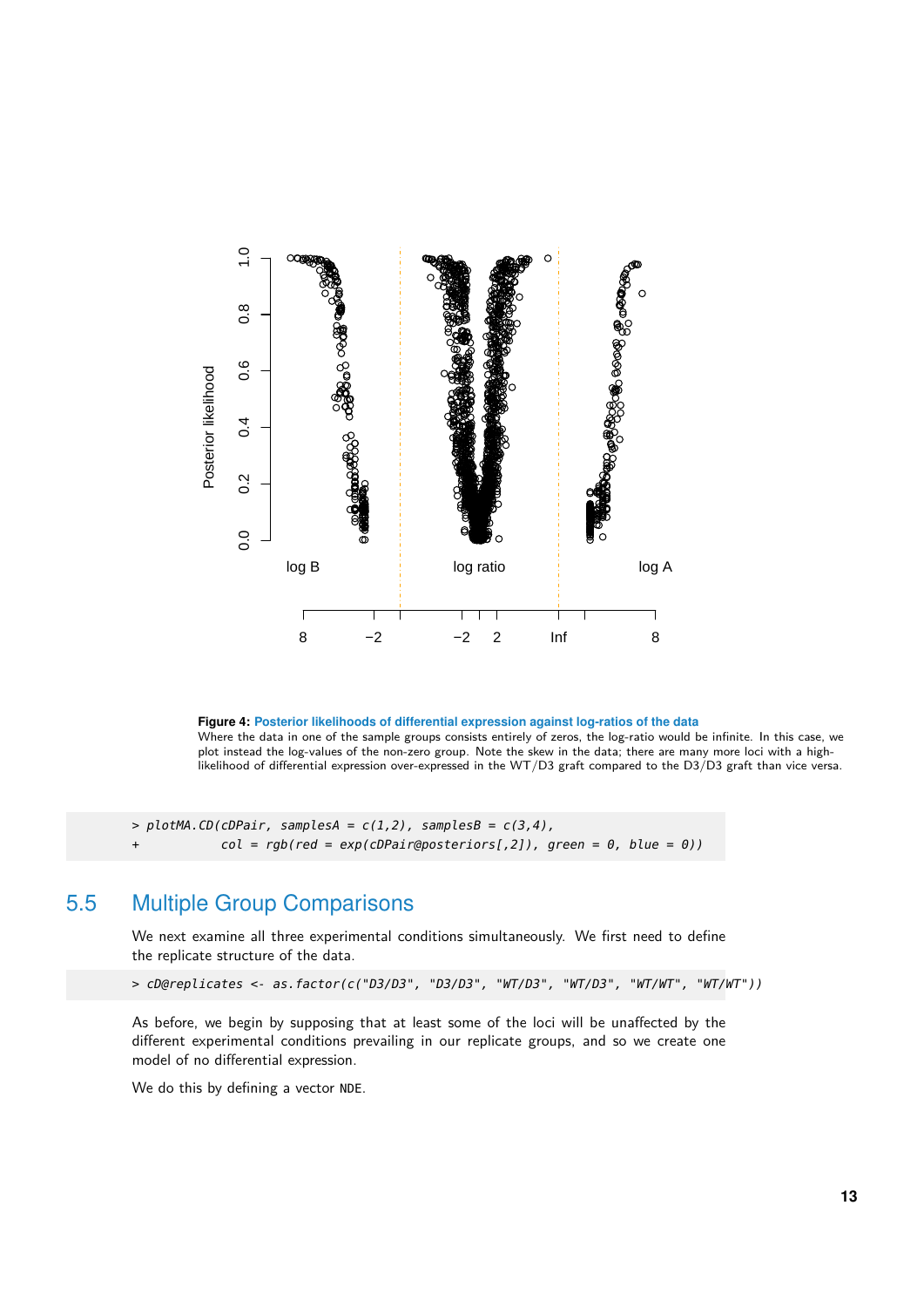**Figure 4: Posterior likelihoods of differential expression against log-ratios of the data**
Where the data in one of the sample groups consists entirely of zeros, the log-ratio would be infinite. In this case, we plot instead the log-values of the non-zero group. Note the skew in the data; there are many more loci with a high-likelihood of differential expression over-expressed in the WT/D3 graft compared to the D3/D3 graft than vice versa.

```
> plotMA.CD(cDPair, samplesA = c(1,2), samplesB = c(3,4),
+           col = rgb(red = exp(cDPair@posteriors[,2]), green = 0, blue = 0))
```

## 5.5 Multiple Group Comparisons

We next examine all three experimental conditions simultaneously. We first need to define the replicate structure of the data.

```
> cD@replicates <- as.factor(c("D3/D3", "D3/D3", "WT/D3", "WT/D3", "WT/WT", "WT/WT"))
```

As before, we begin by supposing that at least some of the loci will be unaffected by the different experimental conditions prevailing in our replicate groups, and so we create one model of no differential expression.

We do this by defining a vector `NDE`.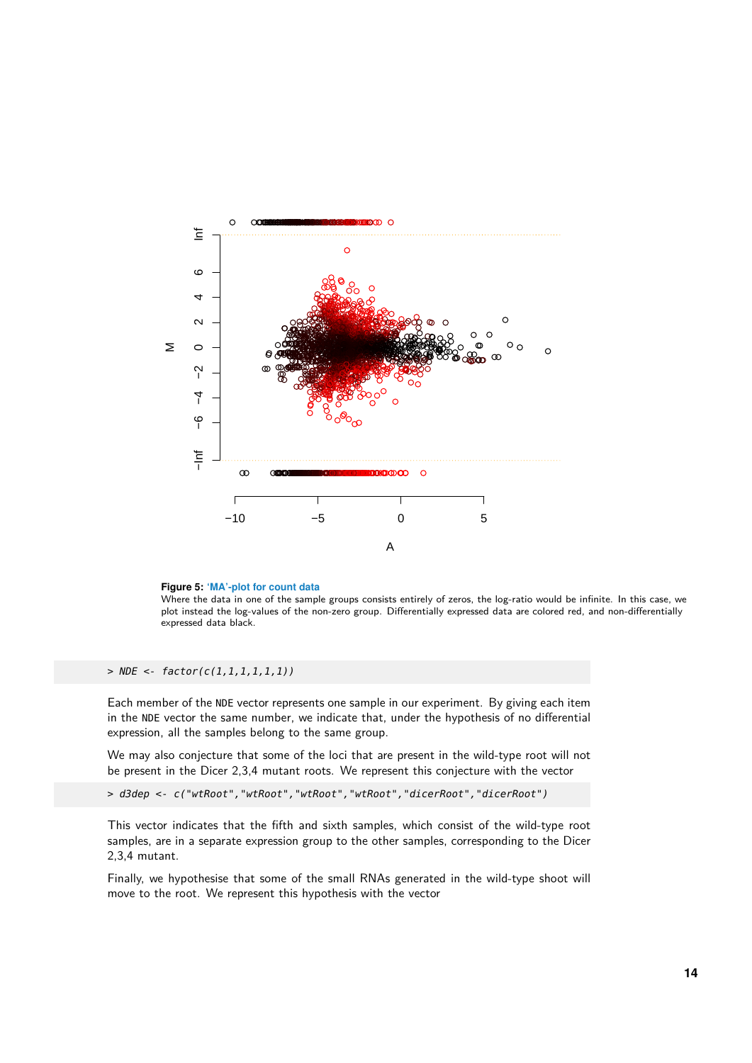**Figure 5: 'MA'-plot for count data**
Where the data in one of the sample groups consists entirely of zeros, the log-ratio would be infinite. In this case, we plot instead the log-values of the non-zero group. Differentially expressed data are colored red, and non-differentially expressed data black.

```
> NDE <- factor(c(1,1,1,1,1,1))
```

Each member of the NDE vector represents one sample in our experiment. By giving each item in the NDE vector the same number, we indicate that, under the hypothesis of no differential expression, all the samples belong to the same group.

We may also conjecture that some of the loci that are present in the wild-type root will not be present in the Dicer 2,3,4 mutant roots. We represent this conjecture with the vector

```
> d3dep <- c("wtRoot","wtRoot","wtRoot","wtRoot","dicerRoot","dicerRoot")
```

This vector indicates that the fifth and sixth samples, which consist of the wild-type root samples, are in a separate expression group to the other samples, corresponding to the Dicer 2,3,4 mutant.

Finally, we hypothesise that some of the small RNAs generated in the wild-type shoot will move to the root. We represent this hypothesis with the vector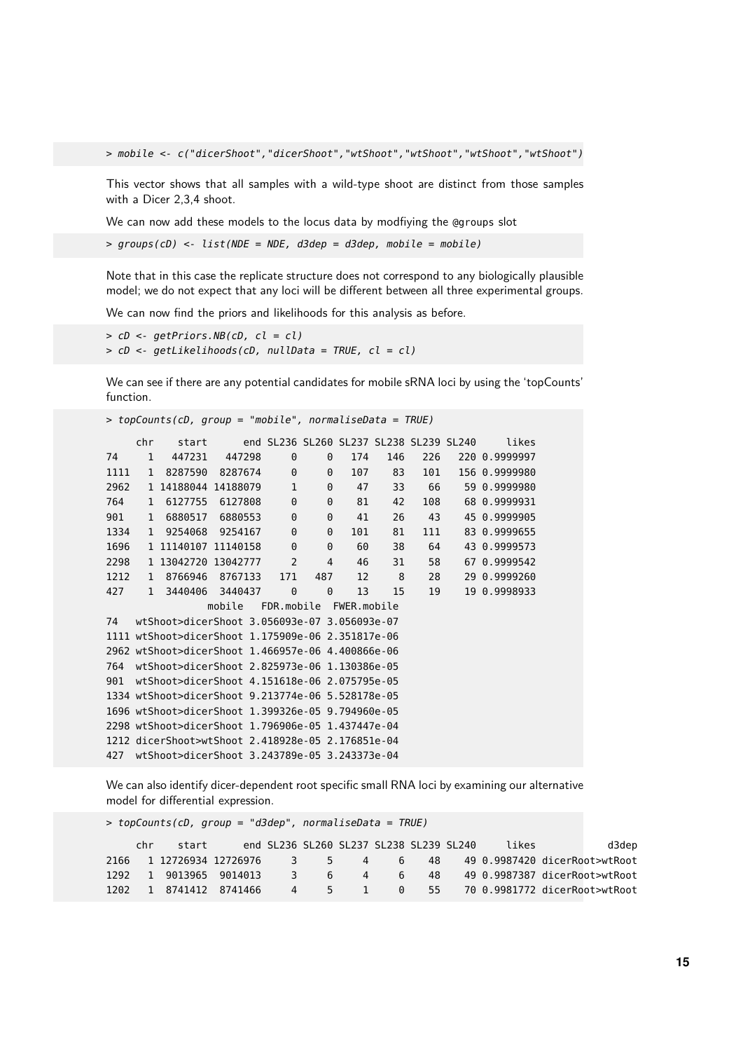```
> mobile <- c("dicerShoot","dicerShoot","wtShoot","wtShoot","wtShoot","wtShoot")
```

This vector shows that all samples with a wild-type shoot are distinct from those samples with a Dicer 2,3,4 shoot.

We can now add these models to the locus data by modfiying the @groups slot

```
> groups(cD) <- list(NDE = NDE, d3dep = d3dep, mobile = mobile)
```

Note that in this case the replicate structure does not correspond to any biologically plausible model; we do not expect that any loci will be different between all three experimental groups.

We can now find the priors and likelihoods for this analysis as before.

```
> cD <- getPriors.NB(cD, cl = cl)
> cD <- getLikelihoods(cD, nullData = TRUE, cl = cl)
```

We can see if there are any potential candidates for mobile sRNA loci by using the 'topCounts' function.

```
> topCounts(cD, group = "mobile", normaliseData = TRUE)

     chr    start      end SL236 SL260 SL237 SL238 SL239 SL240     likes
74     1   447231   447298     0     0   174   146   226   220 0.9999997
1111   1  8287590  8287674     0     0   107    83   101   156 0.9999980
2962   1 14188044 14188079     1     0    47    33    66    59 0.9999980
764    1  6127755  6127808     0     0    81    42   108    68 0.9999931
901    1  6880517  6880553     0     0    41    26    43    45 0.9999905
1334   1  9254068  9254167     0     0   101    81   111    83 0.9999655
1696   1 11140107 11140158     0     0    60    38    64    43 0.9999573
2298   1 13042720 13042777     2     4    46    31    58    67 0.9999542
1212   1  8766946  8767133   171   487    12     8    28    29 0.9999260
427    1  3440406  3440437     0     0    13    15    19    19 0.9998933
                 mobile   FDR.mobile  FWER.mobile
74   wtShoot>dicerShoot 3.056093e-07 3.056093e-07
1111 wtShoot>dicerShoot 1.175909e-06 2.351817e-06
2962 wtShoot>dicerShoot 1.466957e-06 4.400866e-06
764  wtShoot>dicerShoot 2.825973e-06 1.130386e-05
901  wtShoot>dicerShoot 4.151618e-06 2.075795e-05
1334 wtShoot>dicerShoot 9.213774e-06 5.528178e-05
1696 wtShoot>dicerShoot 1.399326e-05 9.794960e-05
2298 wtShoot>dicerShoot 1.796906e-05 1.437447e-04
1212 dicerShoot>wtShoot 2.418928e-05 2.176851e-04
427  wtShoot>dicerShoot 3.243789e-05 3.243373e-04
```

We can also identify dicer-dependent root specific small RNA loci by examining our alternative model for differential expression.

```
> topCounts(cD, group = "d3dep", normaliseData = TRUE)

     chr    start      end SL236 SL260 SL237 SL238 SL239 SL240     likes           d3dep
2166   1 12726934 12726976     3     5     4     6    48    49 0.9987420 dicerRoot>wtRoot
1292   1  9013965  9014013     3     6     4     6    48    49 0.9987387 dicerRoot>wtRoot
1202   1  8741412  8741466     4     5     1     0    55    70 0.9981772 dicerRoot>wtRoot
```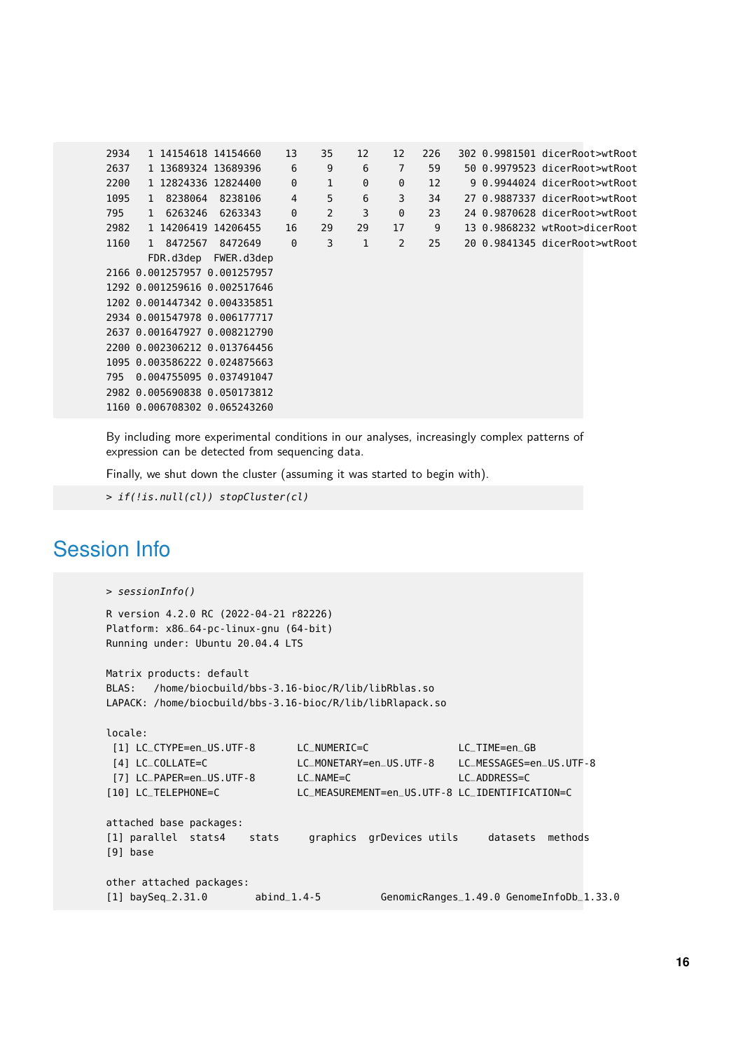```
2934   1 14154618 14154660    13    35    12    12   226   302 0.9981501 dicerRoot>wtRoot
2637   1 13689324 13689396     6     9     6     7    59    50 0.9979523 dicerRoot>wtRoot
2200   1 12824336 12824400     0     1     0     0    12     9 0.9944024 dicerRoot>wtRoot
1095   1  8238064  8238106     4     5     6     3    34    27 0.9887337 dicerRoot>wtRoot
795    1  6263246  6263343     0     2     3     0    23    24 0.9870628 dicerRoot>wtRoot
2982   1 14206419 14206455    16    29    29    17     9    13 0.9868232 wtRoot>dicerRoot
1160   1  8472567  8472649     0     3     1     2    25    20 0.9841345 dicerRoot>wtRoot
       FDR.d3dep  FWER.d3dep
2166 0.001257957 0.001257957
1292 0.001259616 0.002517646
1202 0.001447342 0.004335851
2934 0.001547978 0.006177717
2637 0.001647927 0.008212790
2200 0.002306212 0.013764456
1095 0.003586222 0.024875663
795  0.004755095 0.037491047
2982 0.005690838 0.050173812
1160 0.006708302 0.065243260
```

By including more experimental conditions in our analyses, increasingly complex patterns of expression can be detected from sequencing data.

Finally, we shut down the cluster (assuming it was started to begin with).

```
> if(!is.null(cl)) stopCluster(cl)
```

# Session Info

```
> sessionInfo()

R version 4.2.0 RC (2022-04-21 r82226)
Platform: x86_64-pc-linux-gnu (64-bit)
Running under: Ubuntu 20.04.4 LTS

Matrix products: default
BLAS:   /home/biocbuild/bbs-3.16-bioc/R/lib/libRblas.so
LAPACK: /home/biocbuild/bbs-3.16-bioc/R/lib/libRlapack.so

locale:
 [1] LC_CTYPE=en_US.UTF-8       LC_NUMERIC=C               LC_TIME=en_GB
 [4] LC_COLLATE=C               LC_MONETARY=en_US.UTF-8    LC_MESSAGES=en_US.UTF-8
 [7] LC_PAPER=en_US.UTF-8       LC_NAME=C                  LC_ADDRESS=C
[10] LC_TELEPHONE=C             LC_MEASUREMENT=en_US.UTF-8 LC_IDENTIFICATION=C

attached base packages:
[1] parallel  stats4    stats     graphics  grDevices utils     datasets  methods
[9] base

other attached packages:
[1] baySeq_2.31.0        abind_1.4-5          GenomicRanges_1.49.0 GenomeInfoDb_1.33.0
```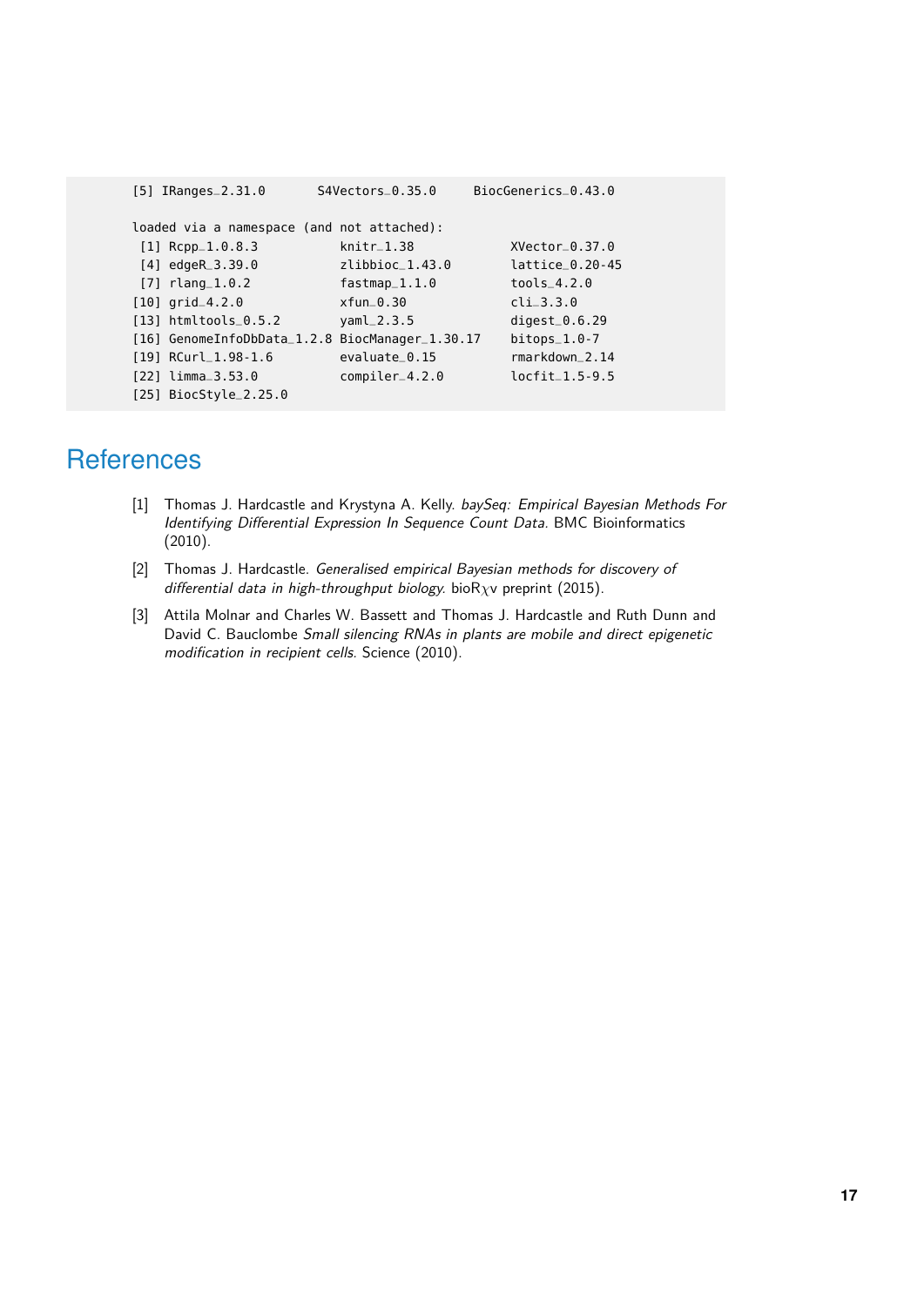```
[5] IRanges_2.31.0       S4Vectors_0.35.0     BiocGenerics_0.43.0

loaded via a namespace (and not attached):
 [1] Rcpp_1.0.8.3          knitr_1.38            XVector_0.37.0
 [4] edgeR_3.39.0          zlibbioc_1.43.0       lattice_0.20-45
 [7] rlang_1.0.2           fastmap_1.1.0         tools_4.2.0
[10] grid_4.2.0            xfun_0.30             cli_3.3.0
[13] htmltools_0.5.2       yaml_2.3.5            digest_0.6.29
[16] GenomeInfoDbData_1.2.8 BiocManager_1.30.17   bitops_1.0-7
[19] RCurl_1.98-1.6        evaluate_0.15         rmarkdown_2.14
[22] limma_3.53.0          compiler_4.2.0        locfit_1.5-9.5
[25] BiocStyle_2.25.0
```

# References

[1] Thomas J. Hardcastle and Krystyna A. Kelly. *baySeq: Empirical Bayesian Methods For Identifying Differential Expression In Sequence Count Data.* BMC Bioinformatics (2010).

[2] Thomas J. Hardcastle. *Generalised empirical Bayesian methods for discovery of differential data in high-throughput biology.* bioR$\chi$v preprint (2015).

[3] Attila Molnar and Charles W. Bassett and Thomas J. Hardcastle and Ruth Dunn and David C. Bauclombe *Small silencing RNAs in plants are mobile and direct epigenetic modification in recipient cells.* Science (2010).